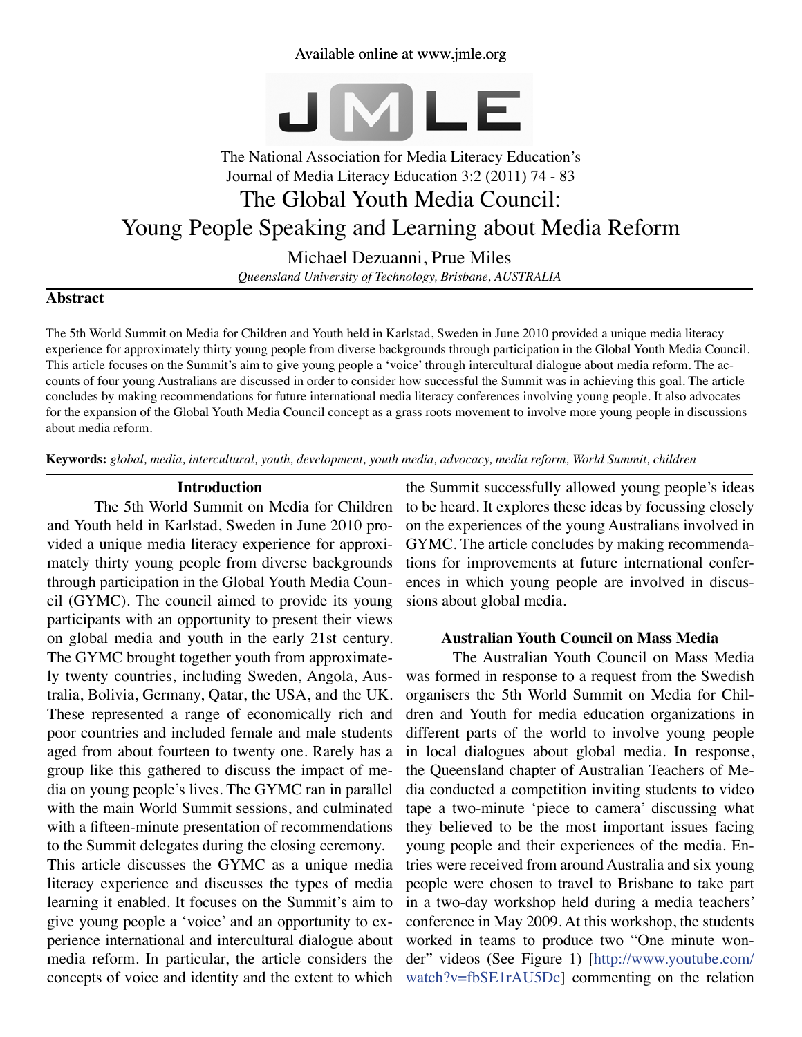Available online at www.jmle.org

The National Association for Media Literacy Education's
Journal of Media Literacy Education 3:2 (2011) 74 - 83

# The Global Youth Media Council: Young People Speaking and Learning about Media Reform

Michael Dezuanni, Prue Miles

*Queensland University of Technology, Brisbane, AUSTRALIA*

## Abstract

The 5th World Summit on Media for Children and Youth held in Karlstad, Sweden in June 2010 provided a unique media literacy experience for approximately thirty young people from diverse backgrounds through participation in the Global Youth Media Council. This article focuses on the Summit's aim to give young people a 'voice' through intercultural dialogue about media reform. The accounts of four young Australians are discussed in order to consider how successful the Summit was in achieving this goal. The article concludes by making recommendations for future international media literacy conferences involving young people. It also advocates for the expansion of the Global Youth Media Council concept as a grass roots movement to involve more young people in discussions about media reform.

**Keywords:** *global, media, intercultural, youth, development, youth media, advocacy, media reform, World Summit, children*

## Introduction

The 5th World Summit on Media for Children and Youth held in Karlstad, Sweden in June 2010 provided a unique media literacy experience for approximately thirty young people from diverse backgrounds through participation in the Global Youth Media Council (GYMC). The council aimed to provide its young participants with an opportunity to present their views on global media and youth in the early 21st century. The GYMC brought together youth from approximately twenty countries, including Sweden, Angola, Australia, Bolivia, Germany, Qatar, the USA, and the UK. These represented a range of economically rich and poor countries and included female and male students aged from about fourteen to twenty one. Rarely has a group like this gathered to discuss the impact of media on young people's lives. The GYMC ran in parallel with the main World Summit sessions, and culminated with a fifteen-minute presentation of recommendations to the Summit delegates during the closing ceremony.

This article discusses the GYMC as a unique media literacy experience and discusses the types of media learning it enabled. It focuses on the Summit's aim to give young people a 'voice' and an opportunity to experience international and intercultural dialogue about media reform. In particular, the article considers the concepts of voice and identity and the extent to which the Summit successfully allowed young people's ideas to be heard. It explores these ideas by focussing closely on the experiences of the young Australians involved in GYMC. The article concludes by making recommendations for improvements at future international conferences in which young people are involved in discussions about global media.

## Australian Youth Council on Mass Media

The Australian Youth Council on Mass Media was formed in response to a request from the Swedish organisers the 5th World Summit on Media for Children and Youth for media education organizations in different parts of the world to involve young people in local dialogues about global media. In response, the Queensland chapter of Australian Teachers of Media conducted a competition inviting students to video tape a two-minute 'piece to camera' discussing what they believed to be the most important issues facing young people and their experiences of the media. Entries were received from around Australia and six young people were chosen to travel to Brisbane to take part in a two-day workshop held during a media teachers' conference in May 2009. At this workshop, the students worked in teams to produce two "One minute wonder" videos (See Figure 1) [http://www.youtube.com/watch?v=fbSE1rAU5Dc] commenting on the relation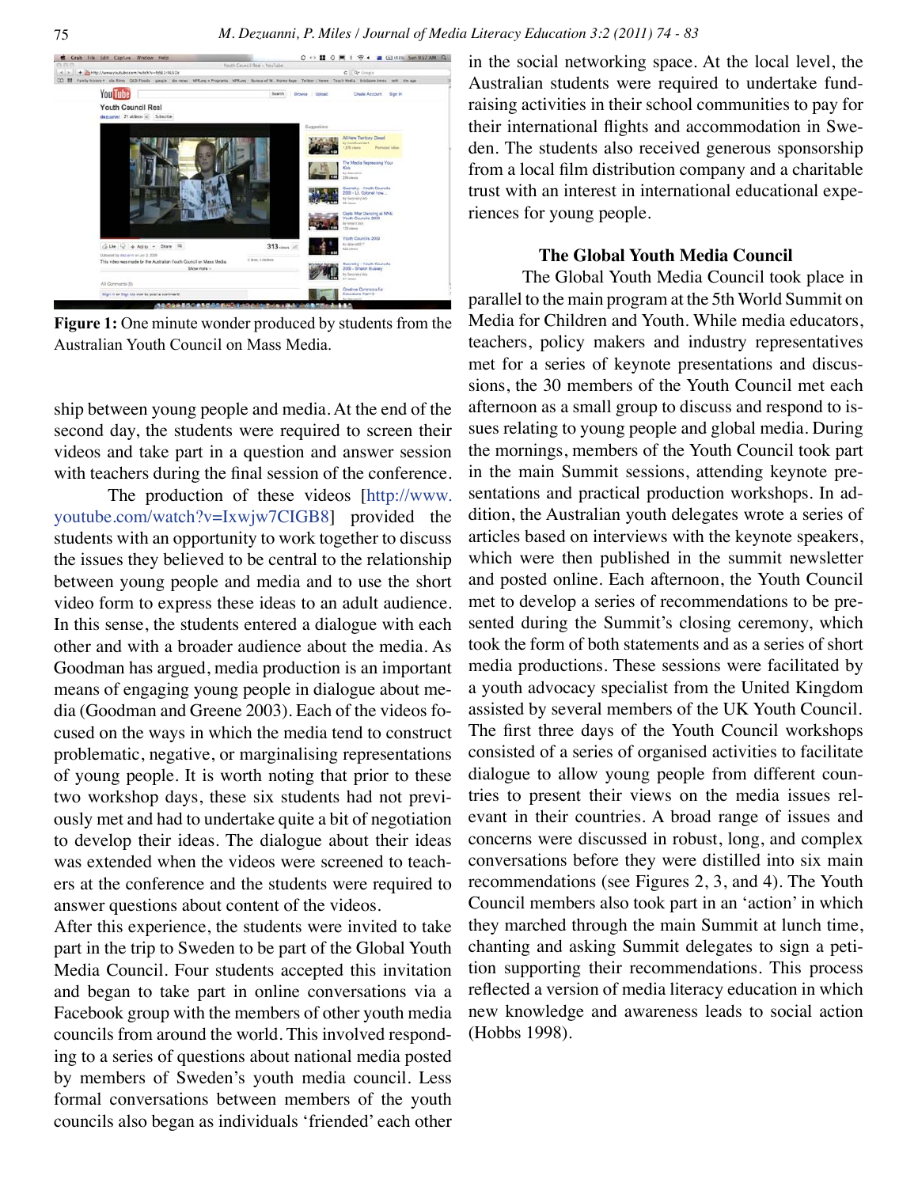**Figure 1:** One minute wonder produced by students from the Australian Youth Council on Mass Media.

ship between young people and media. At the end of the second day, the students were required to screen their videos and take part in a question and answer session with teachers during the final session of the conference.

The production of these videos [http://www.youtube.com/watch?v=Ixwjw7CIGB8] provided the students with an opportunity to work together to discuss the issues they believed to be central to the relationship between young people and media and to use the short video form to express these ideas to an adult audience. In this sense, the students entered a dialogue with each other and with a broader audience about the media. As Goodman has argued, media production is an important means of engaging young people in dialogue about media (Goodman and Greene 2003). Each of the videos focused on the ways in which the media tend to construct problematic, negative, or marginalising representations of young people. It is worth noting that prior to these two workshop days, these six students had not previously met and had to undertake quite a bit of negotiation to develop their ideas. The dialogue about their ideas was extended when the videos were screened to teachers at the conference and the students were required to answer questions about content of the videos.

After this experience, the students were invited to take part in the trip to Sweden to be part of the Global Youth Media Council. Four students accepted this invitation and began to take part in online conversations via a Facebook group with the members of other youth media councils from around the world. This involved responding to a series of questions about national media posted by members of Sweden's youth media council. Less formal conversations between members of the youth councils also began as individuals 'friended' each other in the social networking space. At the local level, the Australian students were required to undertake fund-raising activities in their school communities to pay for their international flights and accommodation in Sweden. The students also received generous sponsorship from a local film distribution company and a charitable trust with an interest in international educational experiences for young people.

## The Global Youth Media Council

The Global Youth Media Council took place in parallel to the main program at the 5th World Summit on Media for Children and Youth. While media educators, teachers, policy makers and industry representatives met for a series of keynote presentations and discussions, the 30 members of the Youth Council met each afternoon as a small group to discuss and respond to issues relating to young people and global media. During the mornings, members of the Youth Council took part in the main Summit sessions, attending keynote presentations and practical production workshops. In addition, the Australian youth delegates wrote a series of articles based on interviews with the keynote speakers, which were then published in the summit newsletter and posted online. Each afternoon, the Youth Council met to develop a series of recommendations to be presented during the Summit's closing ceremony, which took the form of both statements and as a series of short media productions. These sessions were facilitated by a youth advocacy specialist from the United Kingdom assisted by several members of the UK Youth Council. The first three days of the Youth Council workshops consisted of a series of organised activities to facilitate dialogue to allow young people from different countries to present their views on the media issues relevant in their countries. A broad range of issues and concerns were discussed in robust, long, and complex conversations before they were distilled into six main recommendations (see Figures 2, 3, and 4). The Youth Council members also took part in an 'action' in which they marched through the main Summit at lunch time, chanting and asking Summit delegates to sign a petition supporting their recommendations. This process reflected a version of media literacy education in which new knowledge and awareness leads to social action (Hobbs 1998).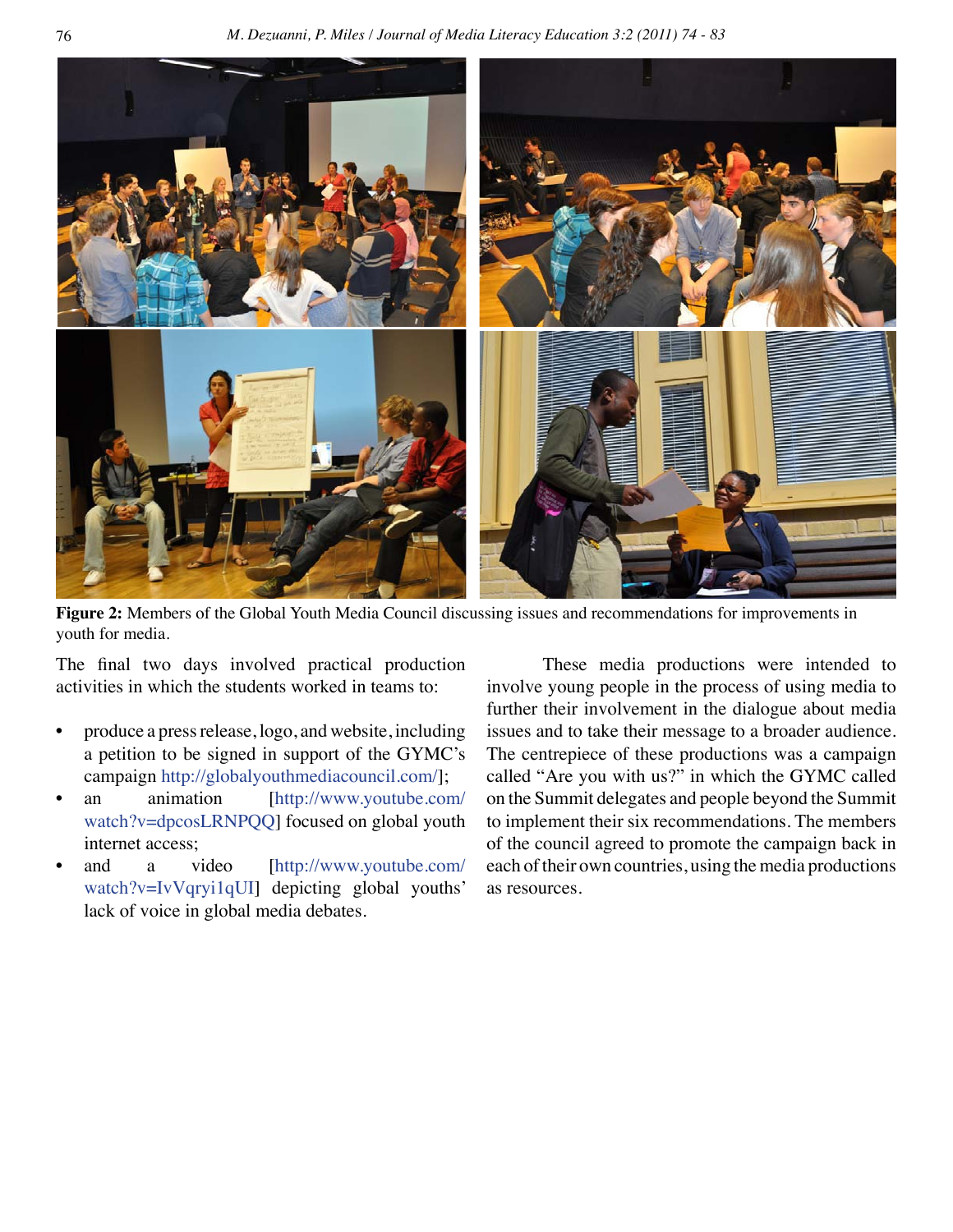**Figure 2:** Members of the Global Youth Media Council discussing issues and recommendations for improvements in youth for media.

The final two days involved practical production activities in which the students worked in teams to:

- produce a press release, logo, and website, including a petition to be signed in support of the GYMC's campaign http://globalyouthmediacouncil.com/];
- an animation [http://www.youtube.com/watch?v=dpcosLRNPQQ] focused on global youth internet access;
- and a video [http://www.youtube.com/watch?v=IvVqryi1qUI] depicting global youths' lack of voice in global media debates.

These media productions were intended to involve young people in the process of using media to further their involvement in the dialogue about media issues and to take their message to a broader audience. The centrepiece of these productions was a campaign called "Are you with us?" in which the GYMC called on the Summit delegates and people beyond the Summit to implement their six recommendations. The members of the council agreed to promote the campaign back in each of their own countries, using the media productions as resources.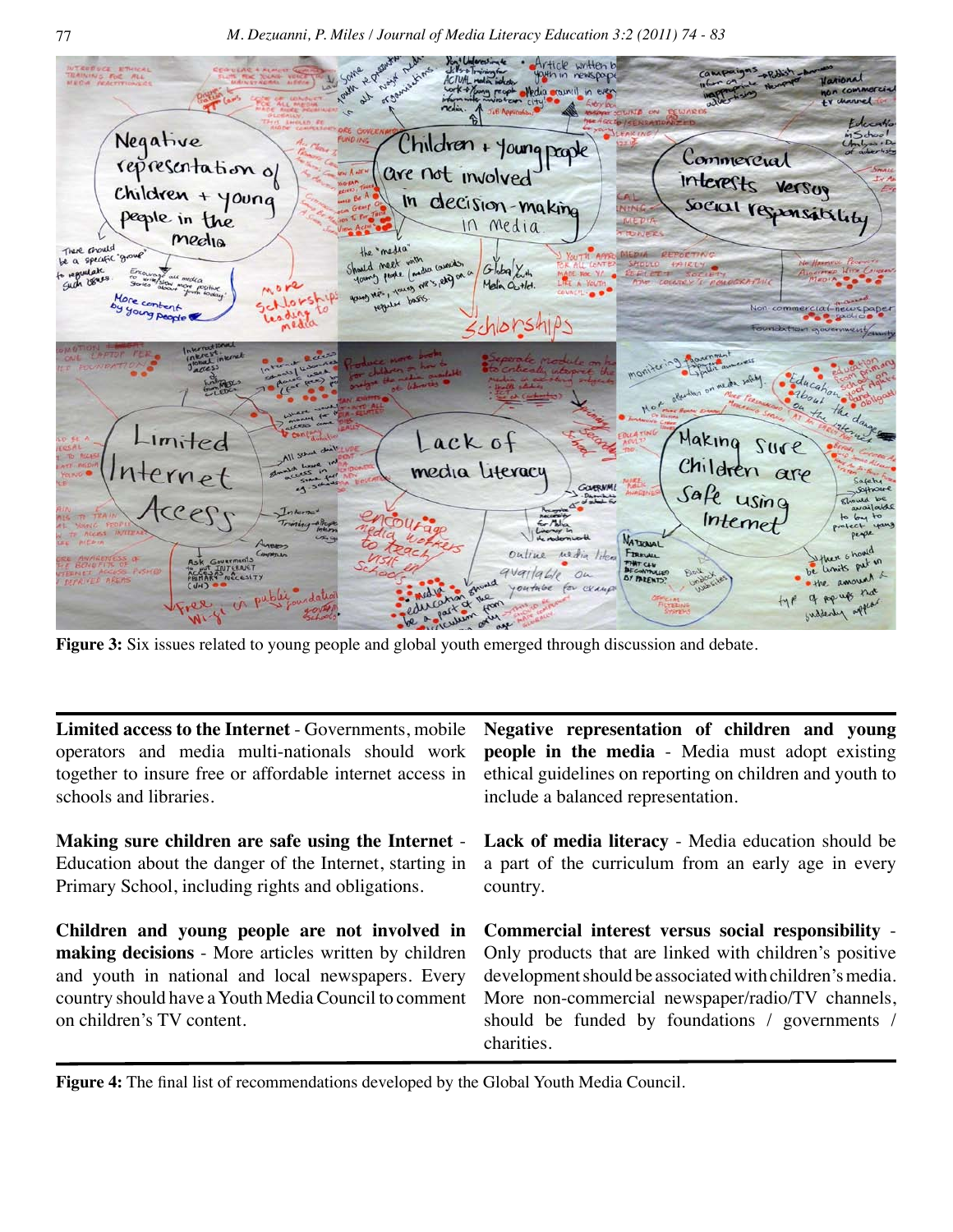Figure 3: Six issues related to young people and global youth emerged through discussion and debate.

**Limited access to the Internet** - Governments, mobile operators and media multi-nationals should work together to insure free or affordable internet access in schools and libraries.

**Making sure children are safe using the Internet** - Education about the danger of the Internet, starting in Primary School, including rights and obligations.

**Children and young people are not involved in making decisions** - More articles written by children and youth in national and local newspapers. Every country should have a Youth Media Council to comment on children's TV content.

**Negative representation of children and young people in the media** - Media must adopt existing ethical guidelines on reporting on children and youth to include a balanced representation.

**Lack of media literacy** - Media education should be a part of the curriculum from an early age in every country.

**Commercial interest versus social responsibility** - Only products that are linked with children's positive development should be associated with children's media. More non-commercial newspaper/radio/TV channels, should be funded by foundations / governments / charities.

**Figure 4:** The final list of recommendations developed by the Global Youth Media Council.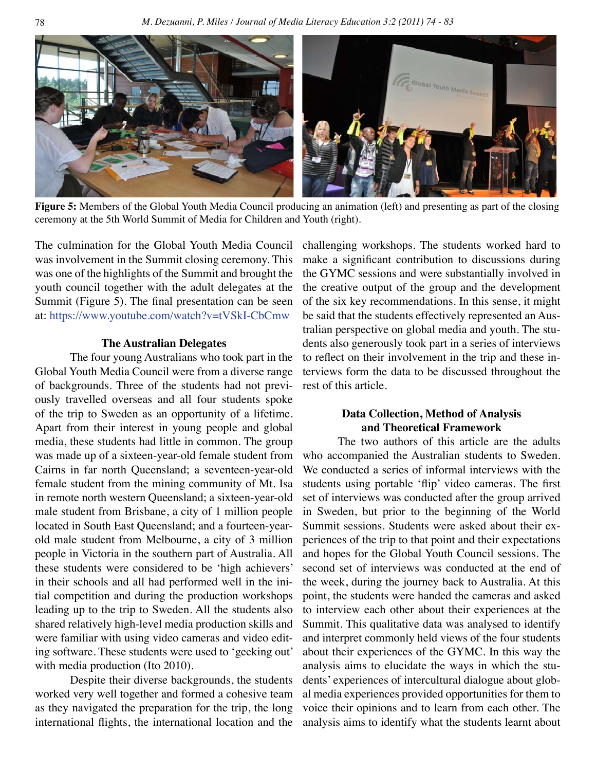**Figure 5:** Members of the Global Youth Media Council producing an animation (left) and presenting as part of the closing ceremony at the 5th World Summit of Media for Children and Youth (right).

The culmination for the Global Youth Media Council was involvement in the Summit closing ceremony. This was one of the highlights of the Summit and brought the youth council together with the adult delegates at the Summit (Figure 5). The final presentation can be seen at: https://www.youtube.com/watch?v=tVSkI-CbCmw

### The Australian Delegates

The four young Australians who took part in the Global Youth Media Council were from a diverse range of backgrounds. Three of the students had not previously travelled overseas and all four students spoke of the trip to Sweden as an opportunity of a lifetime. Apart from their interest in young people and global media, these students had little in common. The group was made up of a sixteen-year-old female student from Cairns in far north Queensland; a seventeen-year-old female student from the mining community of Mt. Isa in remote north western Queensland; a sixteen-year-old male student from Brisbane, a city of 1 million people located in South East Queensland; and a fourteen-year-old male student from Melbourne, a city of 3 million people in Victoria in the southern part of Australia. All these students were considered to be 'high achievers' in their schools and all had performed well in the initial competition and during the production workshops leading up to the trip to Sweden. All the students also shared relatively high-level media production skills and were familiar with using video cameras and video editing software. These students were used to 'geeking out' with media production (Ito 2010).

Despite their diverse backgrounds, the students worked very well together and formed a cohesive team as they navigated the preparation for the trip, the long international flights, the international location and the challenging workshops. The students worked hard to make a significant contribution to discussions during the GYMC sessions and were substantially involved in the creative output of the group and the development of the six key recommendations. In this sense, it might be said that the students effectively represented an Australian perspective on global media and youth. The students also generously took part in a series of interviews to reflect on their involvement in the trip and these interviews form the data to be discussed throughout the rest of this article.

### Data Collection, Method of Analysis and Theoretical Framework

The two authors of this article are the adults who accompanied the Australian students to Sweden. We conducted a series of informal interviews with the students using portable 'flip' video cameras. The first set of interviews was conducted after the group arrived in Sweden, but prior to the beginning of the World Summit sessions. Students were asked about their experiences of the trip to that point and their expectations and hopes for the Global Youth Council sessions. The second set of interviews was conducted at the end of the week, during the journey back to Australia. At this point, the students were handed the cameras and asked to interview each other about their experiences at the Summit. This qualitative data was analysed to identify and interpret commonly held views of the four students about their experiences of the GYMC. In this way the analysis aims to elucidate the ways in which the students' experiences of intercultural dialogue about global media experiences provided opportunities for them to voice their opinions and to learn from each other. The analysis aims to identify what the students learnt about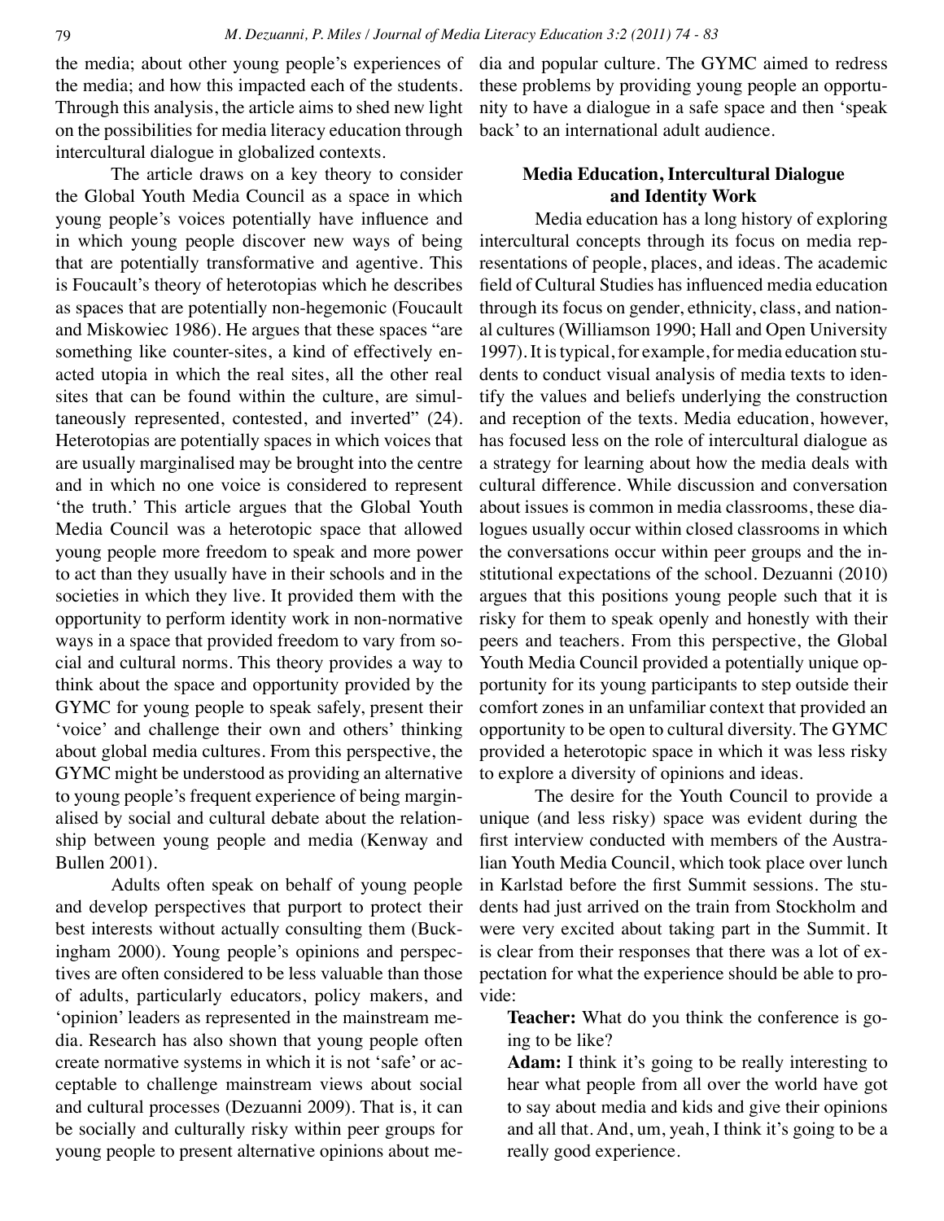the media; about other young people's experiences of the media; and how this impacted each of the students. Through this analysis, the article aims to shed new light on the possibilities for media literacy education through intercultural dialogue in globalized contexts.

The article draws on a key theory to consider the Global Youth Media Council as a space in which young people's voices potentially have influence and in which young people discover new ways of being that are potentially transformative and agentive. This is Foucault's theory of heterotopias which he describes as spaces that are potentially non-hegemonic (Foucault and Miskowiec 1986). He argues that these spaces "are something like counter-sites, a kind of effectively enacted utopia in which the real sites, all the other real sites that can be found within the culture, are simultaneously represented, contested, and inverted" (24). Heterotopias are potentially spaces in which voices that are usually marginalised may be brought into the centre and in which no one voice is considered to represent 'the truth.' This article argues that the Global Youth Media Council was a heterotopic space that allowed young people more freedom to speak and more power to act than they usually have in their schools and in the societies in which they live. It provided them with the opportunity to perform identity work in non-normative ways in a space that provided freedom to vary from social and cultural norms. This theory provides a way to think about the space and opportunity provided by the GYMC for young people to speak safely, present their 'voice' and challenge their own and others' thinking about global media cultures. From this perspective, the GYMC might be understood as providing an alternative to young people's frequent experience of being marginalised by social and cultural debate about the relationship between young people and media (Kenway and Bullen 2001).

Adults often speak on behalf of young people and develop perspectives that purport to protect their best interests without actually consulting them (Buckingham 2000). Young people's opinions and perspectives are often considered to be less valuable than those of adults, particularly educators, policy makers, and 'opinion' leaders as represented in the mainstream media. Research has also shown that young people often create normative systems in which it is not 'safe' or acceptable to challenge mainstream views about social and cultural processes (Dezuanni 2009). That is, it can be socially and culturally risky within peer groups for young people to present alternative opinions about media and popular culture. The GYMC aimed to redress these problems by providing young people an opportunity to have a dialogue in a safe space and then 'speak back' to an international adult audience.

## Media Education, Intercultural Dialogue and Identity Work

Media education has a long history of exploring intercultural concepts through its focus on media representations of people, places, and ideas. The academic field of Cultural Studies has influenced media education through its focus on gender, ethnicity, class, and national cultures (Williamson 1990; Hall and Open University 1997). It is typical, for example, for media education students to conduct visual analysis of media texts to identify the values and beliefs underlying the construction and reception of the texts. Media education, however, has focused less on the role of intercultural dialogue as a strategy for learning about how the media deals with cultural difference. While discussion and conversation about issues is common in media classrooms, these dialogues usually occur within closed classrooms in which the conversations occur within peer groups and the institutional expectations of the school. Dezuanni (2010) argues that this positions young people such that it is risky for them to speak openly and honestly with their peers and teachers. From this perspective, the Global Youth Media Council provided a potentially unique opportunity for its young participants to step outside their comfort zones in an unfamiliar context that provided an opportunity to be open to cultural diversity. The GYMC provided a heterotopic space in which it was less risky to explore a diversity of opinions and ideas.

The desire for the Youth Council to provide a unique (and less risky) space was evident during the first interview conducted with members of the Australian Youth Media Council, which took place over lunch in Karlstad before the first Summit sessions. The students had just arrived on the train from Stockholm and were very excited about taking part in the Summit. It is clear from their responses that there was a lot of expectation for what the experience should be able to provide:

> **Teacher:** What do you think the conference is going to be like?
>
> **Adam:** I think it's going to be really interesting to hear what people from all over the world have got to say about media and kids and give their opinions and all that. And, um, yeah, I think it's going to be a really good experience.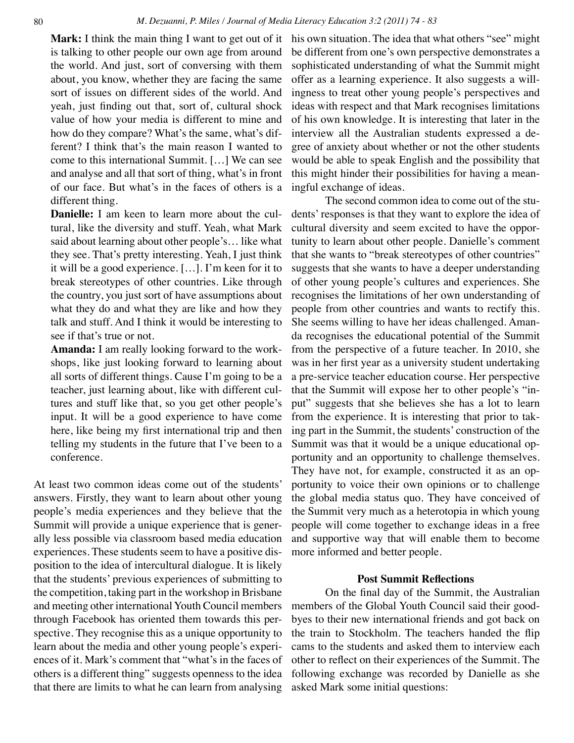**Mark:** I think the main thing I want to get out of it is talking to other people our own age from around the world. And just, sort of conversing with them about, you know, whether they are facing the same sort of issues on different sides of the world. And yeah, just finding out that, sort of, cultural shock value of how your media is different to mine and how do they compare? What's the same, what's different? I think that's the main reason I wanted to come to this international Summit. […] We can see and analyse and all that sort of thing, what's in front of our face. But what's in the faces of others is a different thing.

**Danielle:** I am keen to learn more about the cultural, like the diversity and stuff. Yeah, what Mark said about learning about other people's… like what they see. That's pretty interesting. Yeah, I just think it will be a good experience. […]. I'm keen for it to break stereotypes of other countries. Like through the country, you just sort of have assumptions about what they do and what they are like and how they talk and stuff. And I think it would be interesting to see if that's true or not.

**Amanda:** I am really looking forward to the workshops, like just looking forward to learning about all sorts of different things. Cause I'm going to be a teacher, just learning about, like with different cultures and stuff like that, so you get other people's input. It will be a good experience to have come here, like being my first international trip and then telling my students in the future that I've been to a conference.

At least two common ideas come out of the students' answers. Firstly, they want to learn about other young people's media experiences and they believe that the Summit will provide a unique experience that is generally less possible via classroom based media education experiences. These students seem to have a positive disposition to the idea of intercultural dialogue. It is likely that the students' previous experiences of submitting to the competition, taking part in the workshop in Brisbane and meeting other international Youth Council members through Facebook has oriented them towards this perspective. They recognise this as a unique opportunity to learn about the media and other young people's experiences of it. Mark's comment that "what's in the faces of others is a different thing" suggests openness to the idea that there are limits to what he can learn from analysing his own situation. The idea that what others "see" might be different from one's own perspective demonstrates a sophisticated understanding of what the Summit might offer as a learning experience. It also suggests a willingness to treat other young people's perspectives and ideas with respect and that Mark recognises limitations of his own knowledge. It is interesting that later in the interview all the Australian students expressed a degree of anxiety about whether or not the other students would be able to speak English and the possibility that this might hinder their possibilities for having a meaningful exchange of ideas.

The second common idea to come out of the students' responses is that they want to explore the idea of cultural diversity and seem excited to have the opportunity to learn about other people. Danielle's comment that she wants to "break stereotypes of other countries" suggests that she wants to have a deeper understanding of other young people's cultures and experiences. She recognises the limitations of her own understanding of people from other countries and wants to rectify this. She seems willing to have her ideas challenged. Amanda recognises the educational potential of the Summit from the perspective of a future teacher. In 2010, she was in her first year as a university student undertaking a pre-service teacher education course. Her perspective that the Summit will expose her to other people's "input" suggests that she believes she has a lot to learn from the experience. It is interesting that prior to taking part in the Summit, the students' construction of the Summit was that it would be a unique educational opportunity and an opportunity to challenge themselves. They have not, for example, constructed it as an opportunity to voice their own opinions or to challenge the global media status quo. They have conceived of the Summit very much as a heterotopia in which young people will come together to exchange ideas in a free and supportive way that will enable them to become more informed and better people.

## Post Summit Reflections

On the final day of the Summit, the Australian members of the Global Youth Council said their goodbyes to their new international friends and got back on the train to Stockholm. The teachers handed the flip cams to the students and asked them to interview each other to reflect on their experiences of the Summit. The following exchange was recorded by Danielle as she asked Mark some initial questions: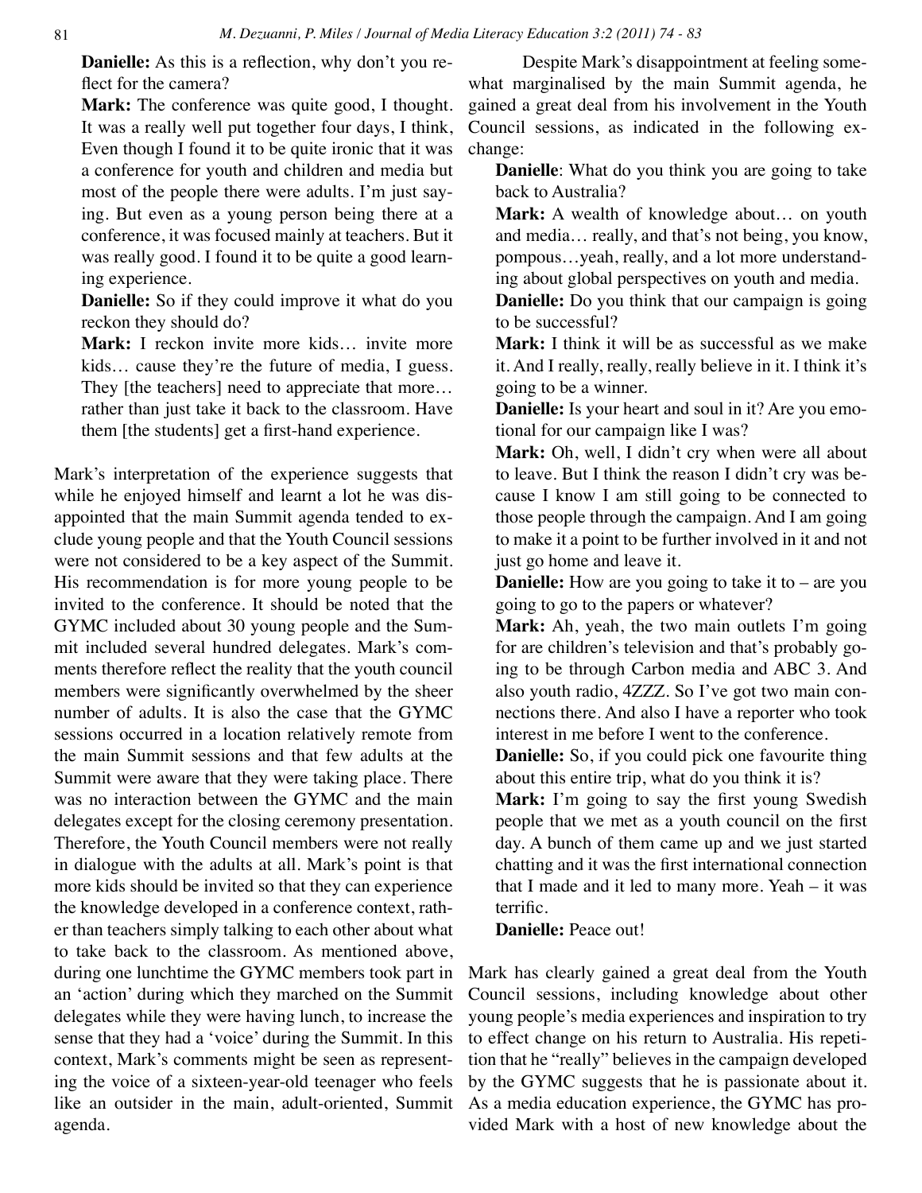**Danielle:** As this is a reflection, why don't you reflect for the camera?

**Mark:** The conference was quite good, I thought. It was a really well put together four days, I think, Even though I found it to be quite ironic that it was a conference for youth and children and media but most of the people there were adults. I'm just saying. But even as a young person being there at a conference, it was focused mainly at teachers. But it was really good. I found it to be quite a good learning experience.

**Danielle:** So if they could improve it what do you reckon they should do?

**Mark:** I reckon invite more kids… invite more kids… cause they're the future of media, I guess. They [the teachers] need to appreciate that more… rather than just take it back to the classroom. Have them [the students] get a first-hand experience.

Mark's interpretation of the experience suggests that while he enjoyed himself and learnt a lot he was disappointed that the main Summit agenda tended to exclude young people and that the Youth Council sessions were not considered to be a key aspect of the Summit. His recommendation is for more young people to be invited to the conference. It should be noted that the GYMC included about 30 young people and the Summit included several hundred delegates. Mark's comments therefore reflect the reality that the youth council members were significantly overwhelmed by the sheer number of adults. It is also the case that the GYMC sessions occurred in a location relatively remote from the main Summit sessions and that few adults at the Summit were aware that they were taking place. There was no interaction between the GYMC and the main delegates except for the closing ceremony presentation. Therefore, the Youth Council members were not really in dialogue with the adults at all. Mark's point is that more kids should be invited so that they can experience the knowledge developed in a conference context, rather than teachers simply talking to each other about what to take back to the classroom. As mentioned above, during one lunchtime the GYMC members took part in an 'action' during which they marched on the Summit delegates while they were having lunch, to increase the sense that they had a 'voice' during the Summit. In this context, Mark's comments might be seen as representing the voice of a sixteen-year-old teenager who feels like an outsider in the main, adult-oriented, Summit agenda.

Despite Mark's disappointment at feeling somewhat marginalised by the main Summit agenda, he gained a great deal from his involvement in the Youth Council sessions, as indicated in the following exchange:

**Danielle**: What do you think you are going to take back to Australia?

**Mark:** A wealth of knowledge about… on youth and media… really, and that's not being, you know, pompous…yeah, really, and a lot more understanding about global perspectives on youth and media.

**Danielle:** Do you think that our campaign is going to be successful?

**Mark:** I think it will be as successful as we make it. And I really, really, really believe in it. I think it's going to be a winner.

**Danielle:** Is your heart and soul in it? Are you emotional for our campaign like I was?

**Mark:** Oh, well, I didn't cry when were all about to leave. But I think the reason I didn't cry was because I know I am still going to be connected to those people through the campaign. And I am going to make it a point to be further involved in it and not just go home and leave it.

**Danielle:** How are you going to take it to – are you going to go to the papers or whatever?

**Mark:** Ah, yeah, the two main outlets I'm going for are children's television and that's probably going to be through Carbon media and ABC 3. And also youth radio, 4ZZZ. So I've got two main connections there. And also I have a reporter who took interest in me before I went to the conference.

**Danielle:** So, if you could pick one favourite thing about this entire trip, what do you think it is?

**Mark:** I'm going to say the first young Swedish people that we met as a youth council on the first day. A bunch of them came up and we just started chatting and it was the first international connection that I made and it led to many more. Yeah – it was terrific.

**Danielle:** Peace out!

Mark has clearly gained a great deal from the Youth Council sessions, including knowledge about other young people's media experiences and inspiration to try to effect change on his return to Australia. His repetition that he "really" believes in the campaign developed by the GYMC suggests that he is passionate about it. As a media education experience, the GYMC has provided Mark with a host of new knowledge about the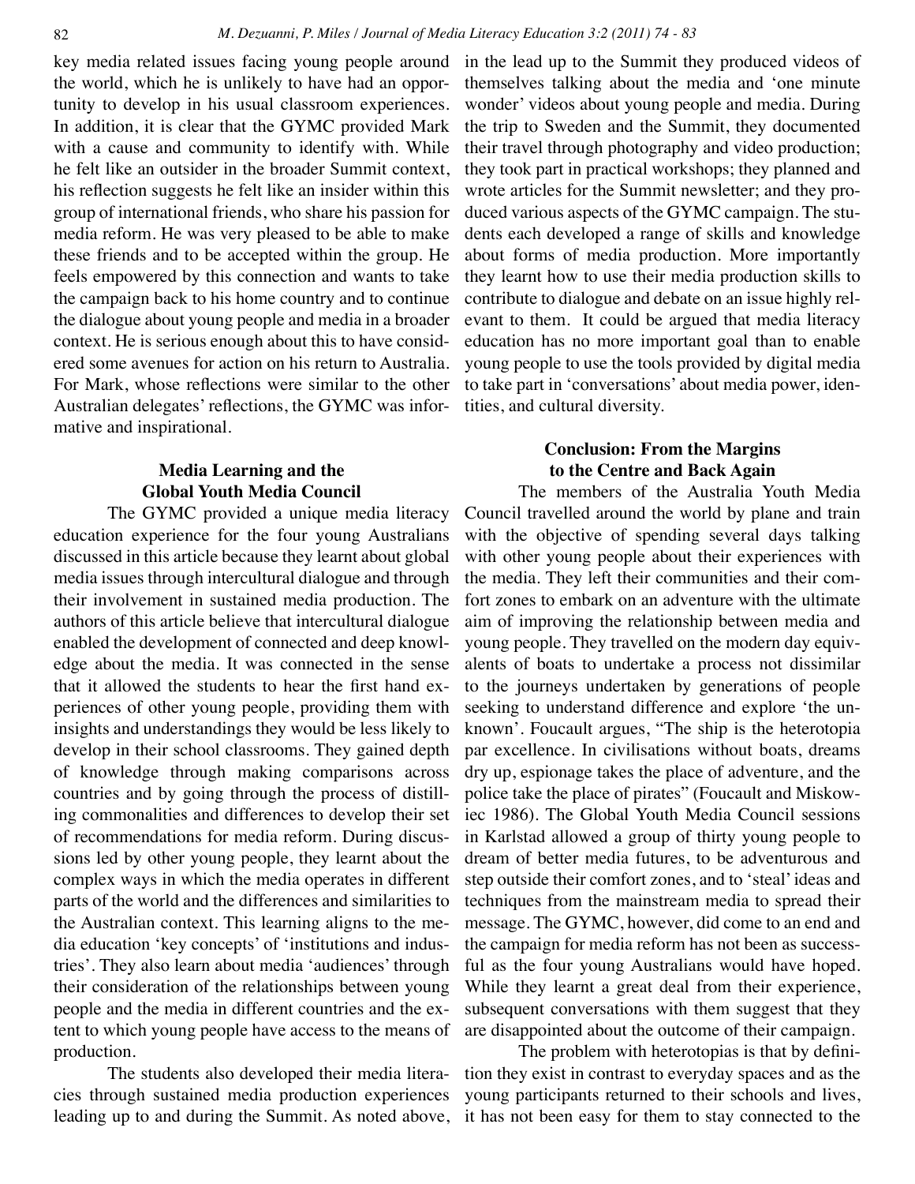key media related issues facing young people around the world, which he is unlikely to have had an opportunity to develop in his usual classroom experiences. In addition, it is clear that the GYMC provided Mark with a cause and community to identify with. While he felt like an outsider in the broader Summit context, his reflection suggests he felt like an insider within this group of international friends, who share his passion for media reform. He was very pleased to be able to make these friends and to be accepted within the group. He feels empowered by this connection and wants to take the campaign back to his home country and to continue the dialogue about young people and media in a broader context. He is serious enough about this to have considered some avenues for action on his return to Australia. For Mark, whose reflections were similar to the other Australian delegates' reflections, the GYMC was informative and inspirational.

## Media Learning and the Global Youth Media Council

The GYMC provided a unique media literacy education experience for the four young Australians discussed in this article because they learnt about global media issues through intercultural dialogue and through their involvement in sustained media production. The authors of this article believe that intercultural dialogue enabled the development of connected and deep knowledge about the media. It was connected in the sense that it allowed the students to hear the first hand experiences of other young people, providing them with insights and understandings they would be less likely to develop in their school classrooms. They gained depth of knowledge through making comparisons across countries and by going through the process of distilling commonalities and differences to develop their set of recommendations for media reform. During discussions led by other young people, they learnt about the complex ways in which the media operates in different parts of the world and the differences and similarities to the Australian context. This learning aligns to the media education 'key concepts' of 'institutions and industries'. They also learn about media 'audiences' through their consideration of the relationships between young people and the media in different countries and the extent to which young people have access to the means of production.

The students also developed their media literacies through sustained media production experiences leading up to and during the Summit. As noted above, in the lead up to the Summit they produced videos of themselves talking about the media and 'one minute wonder' videos about young people and media. During the trip to Sweden and the Summit, they documented their travel through photography and video production; they took part in practical workshops; they planned and wrote articles for the Summit newsletter; and they produced various aspects of the GYMC campaign. The students each developed a range of skills and knowledge about forms of media production. More importantly they learnt how to use their media production skills to contribute to dialogue and debate on an issue highly relevant to them. It could be argued that media literacy education has no more important goal than to enable young people to use the tools provided by digital media to take part in 'conversations' about media power, identities, and cultural diversity.

## Conclusion: From the Margins to the Centre and Back Again

The members of the Australia Youth Media Council travelled around the world by plane and train with the objective of spending several days talking with other young people about their experiences with the media. They left their communities and their comfort zones to embark on an adventure with the ultimate aim of improving the relationship between media and young people. They travelled on the modern day equivalents of boats to undertake a process not dissimilar to the journeys undertaken by generations of people seeking to understand difference and explore 'the unknown'. Foucault argues, "The ship is the heterotopia par excellence. In civilisations without boats, dreams dry up, espionage takes the place of adventure, and the police take the place of pirates" (Foucault and Miskowiec 1986). The Global Youth Media Council sessions in Karlstad allowed a group of thirty young people to dream of better media futures, to be adventurous and step outside their comfort zones, and to 'steal' ideas and techniques from the mainstream media to spread their message. The GYMC, however, did come to an end and the campaign for media reform has not been as successful as the four young Australians would have hoped. While they learnt a great deal from their experience, subsequent conversations with them suggest that they are disappointed about the outcome of their campaign.

The problem with heterotopias is that by definition they exist in contrast to everyday spaces and as the young participants returned to their schools and lives, it has not been easy for them to stay connected to the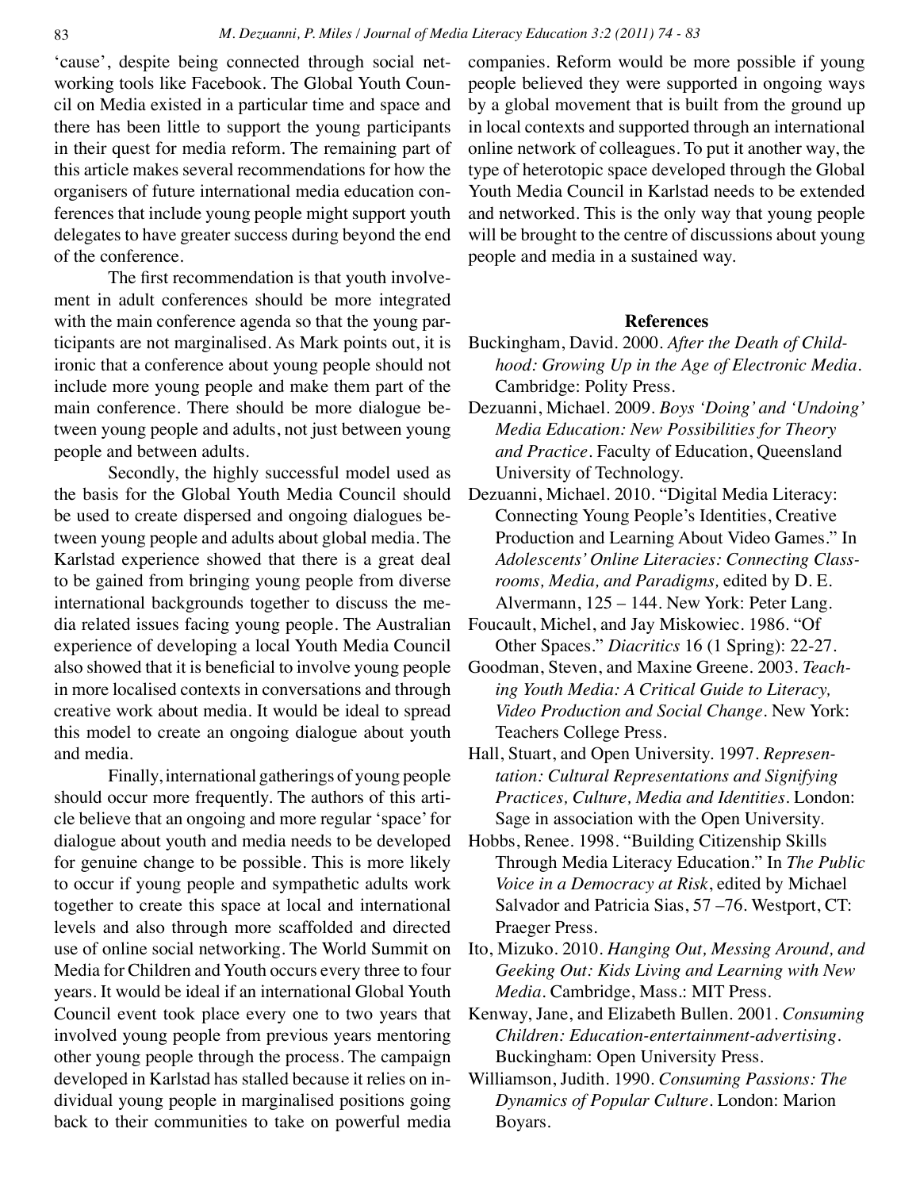'cause', despite being connected through social networking tools like Facebook. The Global Youth Council on Media existed in a particular time and space and there has been little to support the young participants in their quest for media reform. The remaining part of this article makes several recommendations for how the organisers of future international media education conferences that include young people might support youth delegates to have greater success during beyond the end of the conference.

The first recommendation is that youth involvement in adult conferences should be more integrated with the main conference agenda so that the young participants are not marginalised. As Mark points out, it is ironic that a conference about young people should not include more young people and make them part of the main conference. There should be more dialogue between young people and adults, not just between young people and between adults.

Secondly, the highly successful model used as the basis for the Global Youth Media Council should be used to create dispersed and ongoing dialogues between young people and adults about global media. The Karlstad experience showed that there is a great deal to be gained from bringing young people from diverse international backgrounds together to discuss the media related issues facing young people. The Australian experience of developing a local Youth Media Council also showed that it is beneficial to involve young people in more localised contexts in conversations and through creative work about media. It would be ideal to spread this model to create an ongoing dialogue about youth and media.

Finally, international gatherings of young people should occur more frequently. The authors of this article believe that an ongoing and more regular 'space' for dialogue about youth and media needs to be developed for genuine change to be possible. This is more likely to occur if young people and sympathetic adults work together to create this space at local and international levels and also through more scaffolded and directed use of online social networking. The World Summit on Media for Children and Youth occurs every three to four years. It would be ideal if an international Global Youth Council event took place every one to two years that involved young people from previous years mentoring other young people through the process. The campaign developed in Karlstad has stalled because it relies on individual young people in marginalised positions going back to their communities to take on powerful media companies. Reform would be more possible if young people believed they were supported in ongoing ways by a global movement that is built from the ground up in local contexts and supported through an international online network of colleagues. To put it another way, the type of heterotopic space developed through the Global Youth Media Council in Karlstad needs to be extended and networked. This is the only way that young people will be brought to the centre of discussions about young people and media in a sustained way.

## References

Buckingham, David. 2000. *After the Death of Childhood: Growing Up in the Age of Electronic Media*. Cambridge: Polity Press.

Dezuanni, Michael. 2009. *Boys 'Doing' and 'Undoing' Media Education: New Possibilities for Theory and Practice*. Faculty of Education, Queensland University of Technology.

Dezuanni, Michael. 2010. "Digital Media Literacy: Connecting Young People's Identities, Creative Production and Learning About Video Games." In *Adolescents' Online Literacies: Connecting Classrooms, Media, and Paradigms,* edited by D. E. Alvermann, 125 – 144. New York: Peter Lang.

Foucault, Michel, and Jay Miskowiec. 1986. "Of Other Spaces." *Diacritics* 16 (1 Spring): 22-27.

Goodman, Steven, and Maxine Greene. 2003. *Teaching Youth Media: A Critical Guide to Literacy, Video Production and Social Change*. New York: Teachers College Press.

Hall, Stuart, and Open University. 1997. *Representation: Cultural Representations and Signifying Practices, Culture, Media and Identities*. London: Sage in association with the Open University.

Hobbs, Renee. 1998. "Building Citizenship Skills Through Media Literacy Education." In *The Public Voice in a Democracy at Risk*, edited by Michael Salvador and Patricia Sias, 57 –76. Westport, CT: Praeger Press.

Ito, Mizuko. 2010. *Hanging Out, Messing Around, and Geeking Out: Kids Living and Learning with New Media*. Cambridge, Mass.: MIT Press.

Kenway, Jane, and Elizabeth Bullen. 2001. *Consuming Children: Education-entertainment-advertising*. Buckingham: Open University Press.

Williamson, Judith. 1990. *Consuming Passions: The Dynamics of Popular Culture*. London: Marion Boyars.